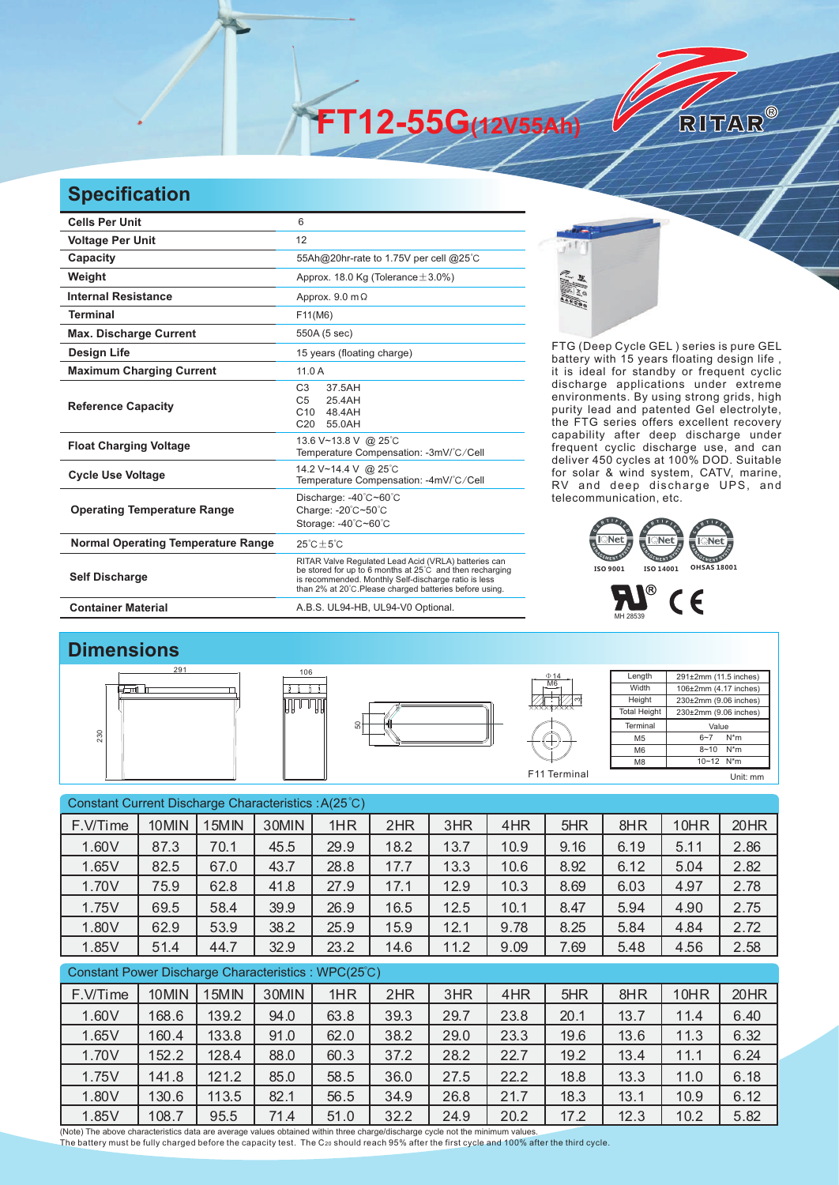# FT12-55G(12V55Ah)

RITAR®

## Specification

| | |
|---|---|
| **Cells Per Unit** | 6 |
| **Voltage Per Unit** | 12 |
| **Capacity** | 55Ah@20hr-rate to 1.75V per cell @25℃ |
| **Weight** | Approx. 18.0 Kg (Tolerance±3.0%) |
| **Internal Resistance** | Approx. 9.0 mΩ |
| **Terminal** | F11(M6) |
| **Max. Discharge Current** | 550A (5 sec) |
| **Design Life** | 15 years (floating charge) |
| **Maximum Charging Current** | 11.0 A |
| **Reference Capacity** | C3 37.5AH<br>C5 25.4AH<br>C10 48.4AH<br>C20 55.0AH |
| **Float Charging Voltage** | 13.6 V~13.8 V @ 25℃<br>Temperature Compensation: -3mV/℃/Cell |
| **Cycle Use Voltage** | 14.2 V~14.4 V @ 25℃<br>Temperature Compensation: -4mV/℃/Cell |
| **Operating Temperature Range** | Discharge: -40℃~60℃<br>Charge: -20℃~50℃<br>Storage: -40℃~60℃ |
| **Normal Operating Temperature Range** | 25℃±5℃ |
| **Self Discharge** | RITAR Valve Regulated Lead Acid (VRLA) batteries can be stored for up to 6 months at 25℃ and then recharging is recommended. Monthly Self-discharge ratio is less than 2% at 20℃.Please charged batteries before using. |
| **Container Material** | A.B.S. UL94-HB, UL94-V0 Optional. |

FTG (Deep Cycle GEL ) series is pure GEL battery with 15 years floating design life , it is ideal for standby or frequent cyclic discharge applications under extreme environments. By using strong grids, high purity lead and patented Gel electrolyte, the FTG series offers excellent recovery capability after deep discharge under frequent cyclic discharge use, and can deliver 450 cycles at 100% DOD. Suitable for solar & wind system, CATV, marine, RV and deep discharge UPS, and telecommunication, etc.

ISO 9001 ISO 14001 OHSAS 18001

MH 28539

## Dimensions

291 106 230 50 Φ14 M6

F11 Terminal

| | |
|---|---|
| Length | 291±2mm (11.5 inches) |
| Width | 106±2mm (4.17 inches) |
| Height | 230±2mm (9.06 inches) |
| Total Height | 230±2mm (9.06 inches) |

| Terminal | Value |
|---|---|
| M5 | 6~7 N*m |
| M6 | 8~10 N*m |
| M8 | 10~12 N*m |

Unit: mm

Constant Current Discharge Characteristics : A(25℃)

| F.V/Time | 10MIN | 15MIN | 30MIN | 1HR | 2HR | 3HR | 4HR | 5HR | 8HR | 10HR | 20HR |
|---|---|---|---|---|---|---|---|---|---|---|---|
| 1.60V | 87.3 | 70.1 | 45.5 | 29.9 | 18.2 | 13.7 | 10.9 | 9.16 | 6.19 | 5.11 | 2.86 |
| 1.65V | 82.5 | 67.0 | 43.7 | 28.8 | 17.7 | 13.3 | 10.6 | 8.92 | 6.12 | 5.04 | 2.82 |
| 1.70V | 75.9 | 62.8 | 41.8 | 27.9 | 17.1 | 12.9 | 10.3 | 8.69 | 6.03 | 4.97 | 2.78 |
| 1.75V | 69.5 | 58.4 | 39.9 | 26.9 | 16.5 | 12.5 | 10.1 | 8.47 | 5.94 | 4.90 | 2.75 |
| 1.80V | 62.9 | 53.9 | 38.2 | 25.9 | 15.9 | 12.1 | 9.78 | 8.25 | 5.84 | 4.84 | 2.72 |
| 1.85V | 51.4 | 44.7 | 32.9 | 23.2 | 14.6 | 11.2 | 9.09 | 7.69 | 5.48 | 4.56 | 2.58 |

Constant Power Discharge Characteristics : WPC(25℃)

| F.V/Time | 10MIN | 15MIN | 30MIN | 1HR | 2HR | 3HR | 4HR | 5HR | 8HR | 10HR | 20HR |
|---|---|---|---|---|---|---|---|---|---|---|---|
| 1.60V | 168.6 | 139.2 | 94.0 | 63.8 | 39.3 | 29.7 | 23.8 | 20.1 | 13.7 | 11.4 | 6.40 |
| 1.65V | 160.4 | 133.8 | 91.0 | 62.0 | 38.2 | 29.0 | 23.3 | 19.6 | 13.6 | 11.3 | 6.32 |
| 1.70V | 152.2 | 128.4 | 88.0 | 60.3 | 37.2 | 28.2 | 22.7 | 19.2 | 13.4 | 11.1 | 6.24 |
| 1.75V | 141.8 | 121.2 | 85.0 | 58.5 | 36.0 | 27.5 | 22.2 | 18.8 | 13.3 | 11.0 | 6.18 |
| 1.80V | 130.6 | 113.5 | 82.1 | 56.5 | 34.9 | 26.8 | 21.7 | 18.3 | 13.1 | 10.9 | 6.12 |
| 1.85V | 108.7 | 95.5 | 71.4 | 51.0 | 32.2 | 24.9 | 20.2 | 17.2 | 12.3 | 10.2 | 5.82 |

(Note) The above characteristics data are average values obtained within three charge/discharge cycle not the minimum values.
The battery must be fully charged before the capacity test. The $C_{20}$ should reach 95% after the first cycle and 100% after the third cycle.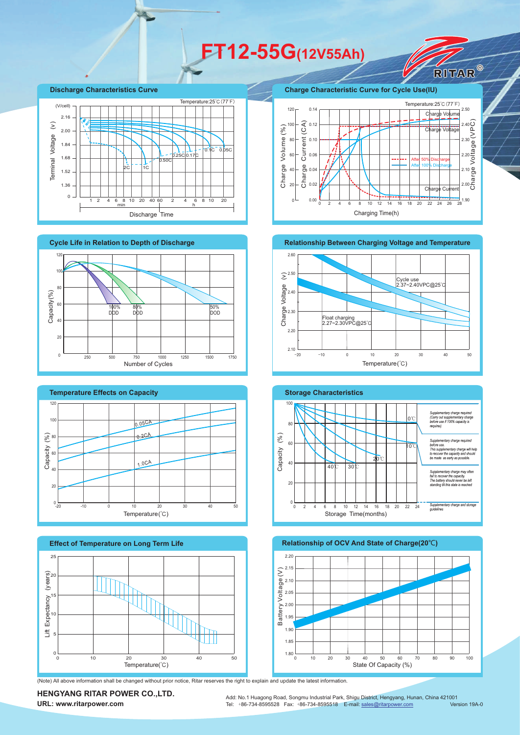# FT12-55G(12V55Ah)

RITAR®

## Discharge Characteristics Curve

(V/cell)

Temperature:25°C (77°F)

Terminal Voltage (v)

2.16
2.00
1.84
1.68
1.52
1.36
0

2C 1C 0.50C 0.25C 0.17C 0.1C 0.05C

1 2 4 6 8 10 20 40 60 2 4 6 8 10 20

min h

Discharge Time

## Charge Characteristic Curve for Cycle Use(IU)

Temperature:25°C (77°F)

Charge Volume (%)

Charge Current (CA)

Charge Voltage (VPC)

120 100 80 60 40 20 0

0.14 0.12 0.10 0.08 0.06 0.04 0.02 0.00

2.50 2.40 2.30 2.20 2.10 2.00 1.90

Charge Volume

Charge Voltage

After 50% Discharge

After 100% Discharge

Charge Current

0 2 4 6 8 10 12 14 16 18 20 22 24 26 28

Charging Time(h)

## Cycle Life in Relation to Depth of Discharge

Capacity(%)

120 100 80 60 40 20 0

100% DOD

80% DOD

50% DOD

250 500 750 1000 1250 1500 1750

Number of Cycles

## Relationship Between Charging Voltage and Temperature

Charge Voltage (v)

2.60 2.50 2.40 2.30 2.20 2.10

Cycle use 2.37~2.40VPC@25°C

Float charging 2.27~2.30VPC@25°C

−20 −10 0 10 20 30 40 50

Temperature(°C)

## Temperature Effects on Capacity

Capacity (%)

120 100 80 60 40 20 0

0.05CA

0.2CA

1.0CA

-20 -10 0 10 20 30 40 50

Temperature(°C)

## Storage Characteristics

Capacity (%)

100 80 60 40 20 0

0°C

10°C

20°C

40°C

30°C

0 2 4 6 8 10 12 14 16 18 20 22 24

Storage Time(months)

Supplementary charge required (Carry out supplementary charge before use if 100% capacity is requires)

Supplementary charge required before use. This supplementary charge will help to recover the capacity and should be made as early as possible.

Supplementary charge may often fail to recover the capacity. The battery should never be left standing till this state is reached

Supplementary charge and storage guidelines

## Effect of Temperature on Long Term Life

Lift Expectancy (years)

25 20 15 10 5 0

0 10 20 30 40 50

Temperature(°C)

## Relationship of OCV And State of Charge(20℃)

Battery Voltage (V)

2.20 2.15 2.10 2.05 2.00 1.95 1.90 1.85 1.80

0 10 20 30 40 50 60 70 80 90 100

State Of Capacity (%)

(Note) All above information shall be changed without prior notice, Ritar reserves the right to explain and update the latest information.

**HENGYANG RITAR POWER CO.,LTD.**

**URL: www.ritarpower.com**

Add: No.1 Huagong Road, Songmu Industrial Park, Shigu District, Hengyang, Hunan, China 421001

Tel: +86-734-8595528 Fax: +86-734-8595518 E-mail: sales@ritarpower.com

Version 19A-0